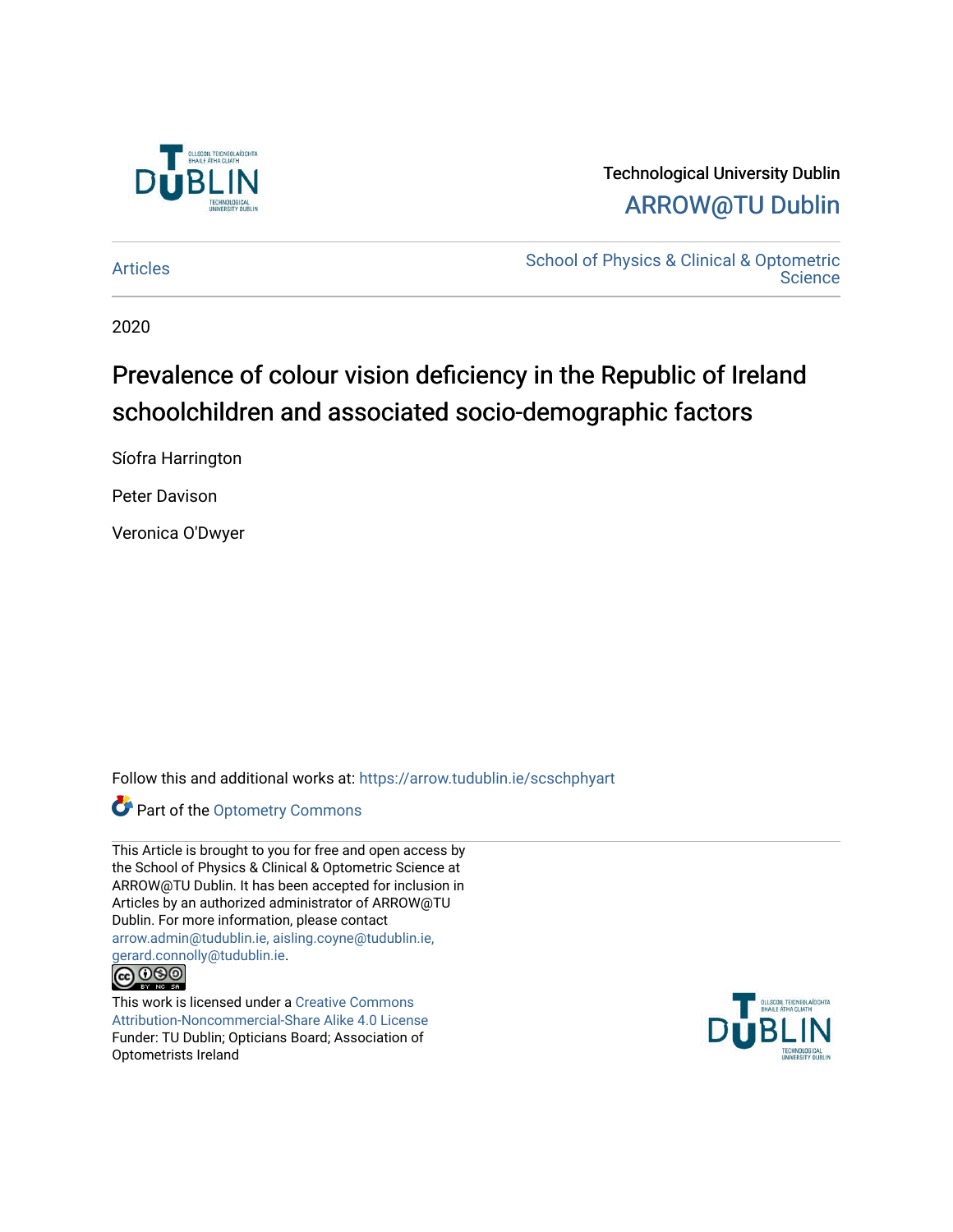Technological University Dublin

ARROW@TU Dublin

Articles | School of Physics & Clinical & Optometric Science

2020

# Prevalence of colour vision deficiency in the Republic of Ireland schoolchildren and associated socio-demographic factors

Síofra Harrington

Peter Davison

Veronica O'Dwyer

Follow this and additional works at: https://arrow.tudublin.ie/scschphyart

Part of the Optometry Commons

This Article is brought to you for free and open access by the School of Physics & Clinical & Optometric Science at ARROW@TU Dublin. It has been accepted for inclusion in Articles by an authorized administrator of ARROW@TU Dublin. For more information, please contact arrow.admin@tudublin.ie, aisling.coyne@tudublin.ie, gerard.connolly@tudublin.ie.

This work is licensed under a Creative Commons Attribution-Noncommercial-Share Alike 4.0 License
Funder: TU Dublin; Opticians Board; Association of Optometrists Ireland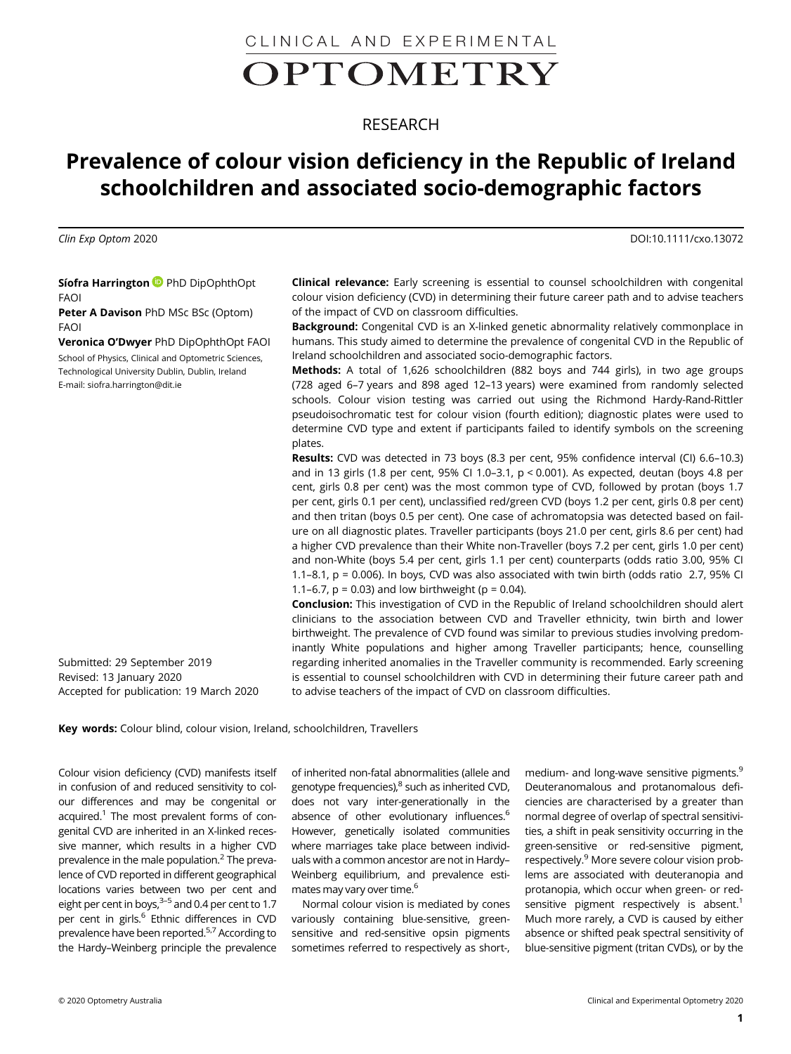CLINICAL AND EXPERIMENTAL

OPTOMETRY

RESEARCH

# Prevalence of colour vision deficiency in the Republic of Ireland schoolchildren and associated socio-demographic factors

*Clin Exp Optom* 2020 DOI:10.1111/cxo.13072

**Síofra Harrington** PhD DipOphthOpt FAOI
**Peter A Davison** PhD MSc BSc (Optom) FAOI
**Veronica O'Dwyer** PhD DipOphthOpt FAOI

School of Physics, Clinical and Optometric Sciences, Technological University Dublin, Dublin, Ireland
E-mail: siofra.harrington@dit.ie

**Clinical relevance:** Early screening is essential to counsel schoolchildren with congenital colour vision deficiency (CVD) in determining their future career path and to advise teachers of the impact of CVD on classroom difficulties.

**Background:** Congenital CVD is an X-linked genetic abnormality relatively commonplace in humans. This study aimed to determine the prevalence of congenital CVD in the Republic of Ireland schoolchildren and associated socio-demographic factors.

**Methods:** A total of 1,626 schoolchildren (882 boys and 744 girls), in two age groups (728 aged 6–7 years and 898 aged 12–13 years) were examined from randomly selected schools. Colour vision testing was carried out using the Richmond Hardy-Rand-Rittler pseudoisochromatic test for colour vision (fourth edition); diagnostic plates were used to determine CVD type and extent if participants failed to identify symbols on the screening plates.

**Results:** CVD was detected in 73 boys (8.3 per cent, 95% confidence interval (CI) 6.6–10.3) and in 13 girls (1.8 per cent, 95% CI 1.0–3.1, $p < 0.001$). As expected, deutan (boys 4.8 per cent, girls 0.8 per cent) was the most common type of CVD, followed by protan (boys 1.7 per cent, girls 0.1 per cent), unclassified red/green CVD (boys 1.2 per cent, girls 0.8 per cent) and then tritan (boys 0.5 per cent). One case of achromatopsia was detected based on failure on all diagnostic plates. Traveller participants (boys 21.0 per cent, girls 8.6 per cent) had a higher CVD prevalence than their White non-Traveller (boys 7.2 per cent, girls 1.0 per cent) and non-White (boys 5.4 per cent, girls 1.1 per cent) counterparts (odds ratio 3.00, 95% CI 1.1–8.1, $p = 0.006$). In boys, CVD was also associated with twin birth (odds ratio 2.7, 95% CI 1.1–6.7, $p = 0.03$) and low birthweight ($p = 0.04$).

**Conclusion:** This investigation of CVD in the Republic of Ireland schoolchildren should alert clinicians to the association between CVD and Traveller ethnicity, twin birth and lower birthweight. The prevalence of CVD found was similar to previous studies involving predominantly White populations and higher among Traveller participants; hence, counselling regarding inherited anomalies in the Traveller community is recommended. Early screening is essential to counsel schoolchildren with CVD in determining their future career path and to advise teachers of the impact of CVD on classroom difficulties.

Submitted: 29 September 2019
Revised: 13 January 2020
Accepted for publication: 19 March 2020

**Key words:** Colour blind, colour vision, Ireland, schoolchildren, Travellers

Colour vision deficiency (CVD) manifests itself in confusion of and reduced sensitivity to colour differences and may be congenital or acquired.[1] The most prevalent forms of congenital CVD are inherited in an X-linked recessive manner, which results in a higher CVD prevalence in the male population.[2] The prevalence of CVD reported in different geographical locations varies between two per cent and eight per cent in boys,[3–5] and 0.4 per cent to 1.7 per cent in girls.[6] Ethnic differences in CVD prevalence have been reported.[5,7] According to the Hardy–Weinberg principle the prevalence of inherited non-fatal abnormalities (allele and genotype frequencies),[8] such as inherited CVD, does not vary inter-generationally in the absence of other evolutionary influences.[6] However, genetically isolated communities where marriages take place between individuals with a common ancestor are not in Hardy–Weinberg equilibrium, and prevalence estimates may vary over time.[6]

Normal colour vision is mediated by cones variously containing blue-sensitive, green-sensitive and red-sensitive opsin pigments sometimes referred to respectively as short-, medium- and long-wave sensitive pigments.[9] Deuteranomalous and protanomalous deficiencies are characterised by a greater than normal degree of overlap of spectral sensitivities, a shift in peak sensitivity occurring in the green-sensitive or red-sensitive pigment, respectively.[9] More severe colour vision problems are associated with deuteranopia and protanopia, which occur when green- or red-sensitive pigment respectively is absent.[1] Much more rarely, a CVD is caused by either absence or shifted peak spectral sensitivity of blue-sensitive pigment (tritan CVDs), or by the

© 2020 Optometry Australia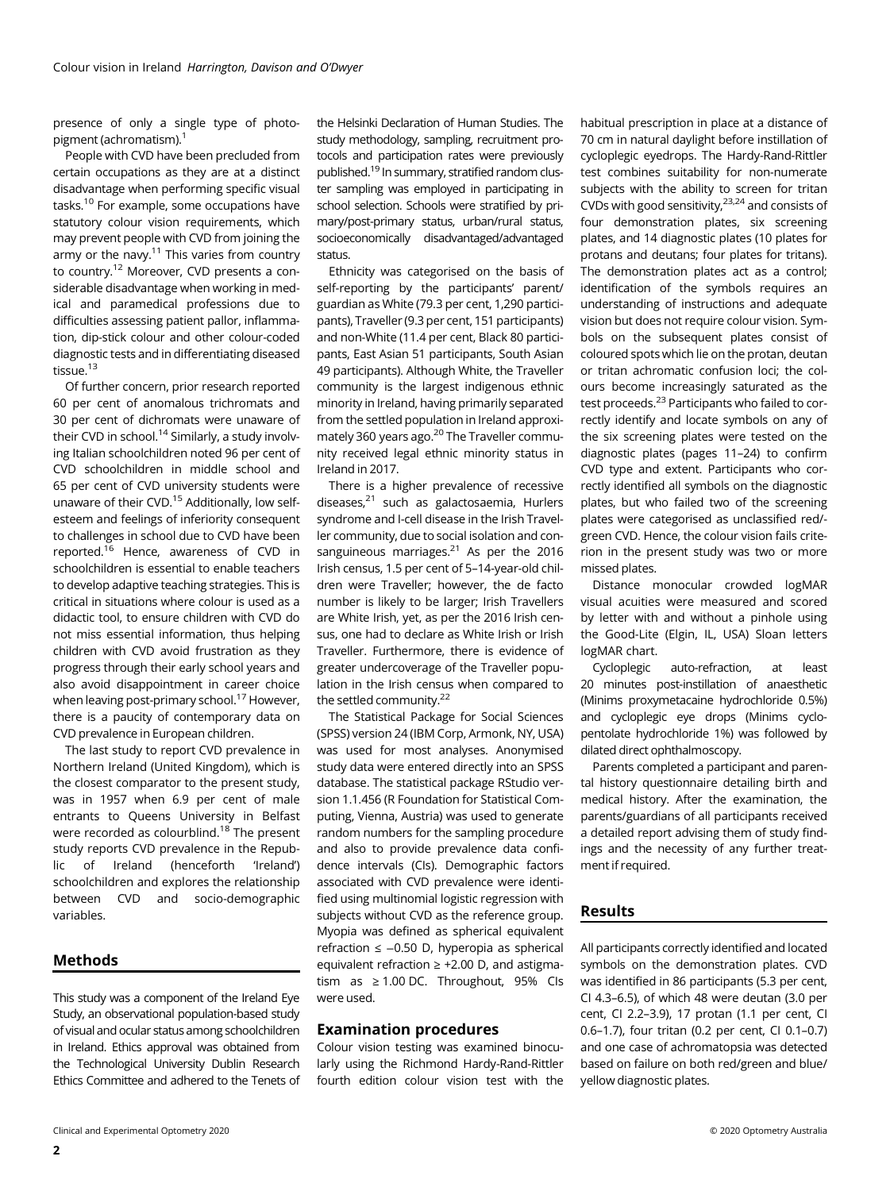presence of only a single type of photopigment (achromatism).[1]

People with CVD have been precluded from certain occupations as they are at a distinct disadvantage when performing specific visual tasks.[10] For example, some occupations have statutory colour vision requirements, which may prevent people with CVD from joining the army or the navy.[11] This varies from country to country.[12] Moreover, CVD presents a considerable disadvantage when working in medical and paramedical professions due to difficulties assessing patient pallor, inflammation, dip-stick colour and other colour-coded diagnostic tests and in differentiating diseased tissue.[13]

Of further concern, prior research reported 60 per cent of anomalous trichromats and 30 per cent of dichromats were unaware of their CVD in school.[14] Similarly, a study involving Italian schoolchildren noted 96 per cent of CVD schoolchildren in middle school and 65 per cent of CVD university students were unaware of their CVD.[15] Additionally, low self-esteem and feelings of inferiority consequent to challenges in school due to CVD have been reported.[16] Hence, awareness of CVD in schoolchildren is essential to enable teachers to develop adaptive teaching strategies. This is critical in situations where colour is used as a didactic tool, to ensure children with CVD do not miss essential information, thus helping children with CVD avoid frustration as they progress through their early school years and also avoid disappointment in career choice when leaving post-primary school.[17] However, there is a paucity of contemporary data on CVD prevalence in European children.

The last study to report CVD prevalence in Northern Ireland (United Kingdom), which is the closest comparator to the present study, was in 1957 when 6.9 per cent of male entrants to Queens University in Belfast were recorded as colourblind.[18] The present study reports CVD prevalence in the Republic of Ireland (henceforth 'Ireland') schoolchildren and explores the relationship between CVD and socio-demographic variables.

## Methods

This study was a component of the Ireland Eye Study, an observational population-based study of visual and ocular status among schoolchildren in Ireland. Ethics approval was obtained from the Technological University Dublin Research Ethics Committee and adhered to the Tenets of the Helsinki Declaration of Human Studies. The study methodology, sampling, recruitment protocols and participation rates were previously published.[19] In summary, stratified random cluster sampling was employed in participating in school selection. Schools were stratified by primary/post-primary status, urban/rural status, socioeconomically disadvantaged/advantaged status.

Ethnicity was categorised on the basis of self-reporting by the participants' parent/guardian as White (79.3 per cent, 1,290 participants), Traveller (9.3 per cent, 151 participants) and non-White (11.4 per cent, Black 80 participants, East Asian 51 participants, South Asian 49 participants). Although White, the Traveller community is the largest indigenous ethnic minority in Ireland, having primarily separated from the settled population in Ireland approximately 360 years ago.[20] The Traveller community received legal ethnic minority status in Ireland in 2017.

There is a higher prevalence of recessive diseases,[21] such as galactosaemia, Hurlers syndrome and I-cell disease in the Irish Traveller community, due to social isolation and consanguineous marriages.[21] As per the 2016 Irish census, 1.5 per cent of 5–14-year-old children were Traveller; however, the de facto number is likely to be larger; Irish Travellers are White Irish, yet, as per the 2016 Irish census, one had to declare as White Irish or Irish Traveller. Furthermore, there is evidence of greater undercoverage of the Traveller population in the Irish census when compared to the settled community.[22]

The Statistical Package for Social Sciences (SPSS) version 24 (IBM Corp, Armonk, NY, USA) was used for most analyses. Anonymised study data were entered directly into an SPSS database. The statistical package RStudio version 1.1.456 (R Foundation for Statistical Computing, Vienna, Austria) was used to generate random numbers for the sampling procedure and also to provide prevalence data confidence intervals (CIs). Demographic factors associated with CVD prevalence were identified using multinomial logistic regression with subjects without CVD as the reference group. Myopia was defined as spherical equivalent refraction ≤ −0.50 D, hyperopia as spherical equivalent refraction ≥ +2.00 D, and astigmatism as ≥ 1.00 DC. Throughout, 95% CIs were used.

### Examination procedures

Colour vision testing was examined binocularly using the Richmond Hardy-Rand-Rittler fourth edition colour vision test with the habitual prescription in place at a distance of 70 cm in natural daylight before instillation of cycloplegic eyedrops. The Hardy-Rand-Rittler test combines suitability for non-numerate subjects with the ability to screen for tritan CVDs with good sensitivity,[23,24] and consists of four demonstration plates, six screening plates, and 14 diagnostic plates (10 plates for protans and deutans; four plates for tritans). The demonstration plates act as a control; identification of the symbols requires an understanding of instructions and adequate vision but does not require colour vision. Symbols on the subsequent plates consist of coloured spots which lie on the protan, deutan or tritan achromatic confusion loci; the colours become increasingly saturated as the test proceeds.[23] Participants who failed to correctly identify and locate symbols on any of the six screening plates were tested on the diagnostic plates (pages 11–24) to confirm CVD type and extent. Participants who correctly identified all symbols on the diagnostic plates, but who failed two of the screening plates were categorised as unclassified red/-green CVD. Hence, the colour vision fails criterion in the present study was two or more missed plates.

Distance monocular crowded logMAR visual acuities were measured and scored by letter with and without a pinhole using the Good-Lite (Elgin, IL, USA) Sloan letters logMAR chart.

Cycloplegic auto-refraction, at least 20 minutes post-instillation of anaesthetic (Minims proxymetacaine hydrochloride 0.5%) and cycloplegic eye drops (Minims cyclopentolate hydrochloride 1%) was followed by dilated direct ophthalmoscopy.

Parents completed a participant and parental history questionnaire detailing birth and medical history. After the examination, the parents/guardians of all participants received a detailed report advising them of study findings and the necessity of any further treatment if required.

## Results

All participants correctly identified and located symbols on the demonstration plates. CVD was identified in 86 participants (5.3 per cent, CI 4.3–6.5), of which 48 were deutan (3.0 per cent, CI 2.2–3.9), 17 protan (1.1 per cent, CI 0.6–1.7), four tritan (0.2 per cent, CI 0.1–0.7) and one case of achromatopsia was detected based on failure on both red/green and blue/yellow diagnostic plates.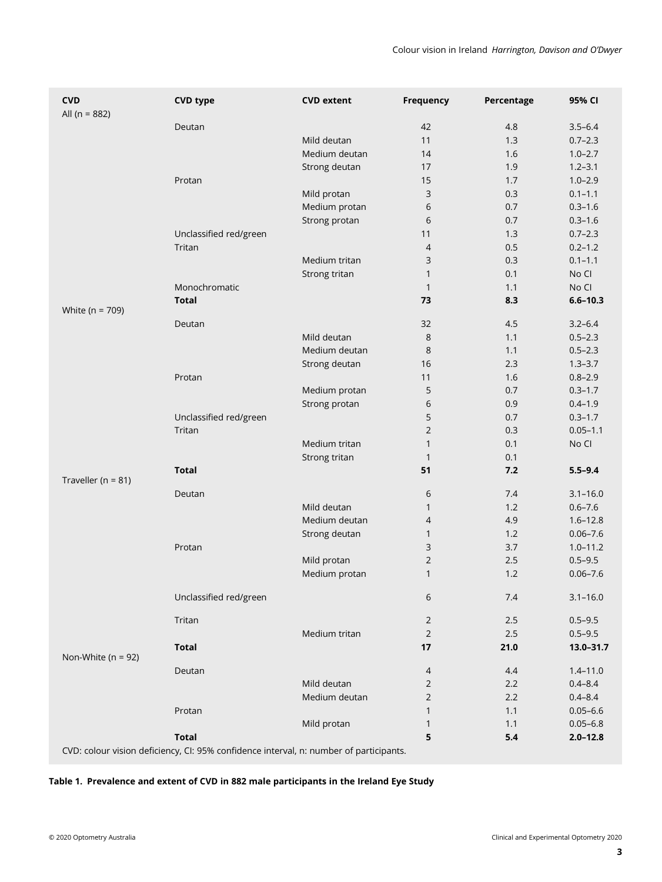| CVD | CVD type | CVD extent | Frequency | Percentage | 95% CI |
|---|---|---|---|---|---|
| All (n = 882) | | | | | |
| | Deutan | | 42 | 4.8 | 3.5–6.4 |
| | | Mild deutan | 11 | 1.3 | 0.7–2.3 |
| | | Medium deutan | 14 | 1.6 | 1.0–2.7 |
| | | Strong deutan | 17 | 1.9 | 1.2–3.1 |
| | Protan | | 15 | 1.7 | 1.0–2.9 |
| | | Mild protan | 3 | 0.3 | 0.1–1.1 |
| | | Medium protan | 6 | 0.7 | 0.3–1.6 |
| | | Strong protan | 6 | 0.7 | 0.3–1.6 |
| | Unclassified red/green | | 11 | 1.3 | 0.7–2.3 |
| | Tritan | | 4 | 0.5 | 0.2–1.2 |
| | | Medium tritan | 3 | 0.3 | 0.1–1.1 |
| | | Strong tritan | 1 | 0.1 | No CI |
| | Monochromatic | | 1 | 1.1 | No CI |
| | **Total** | | **73** | **8.3** | **6.6–10.3** |
| White (n = 709) | | | | | |
| | Deutan | | 32 | 4.5 | 3.2–6.4 |
| | | Mild deutan | 8 | 1.1 | 0.5–2.3 |
| | | Medium deutan | 8 | 1.1 | 0.5–2.3 |
| | | Strong deutan | 16 | 2.3 | 1.3–3.7 |
| | Protan | | 11 | 1.6 | 0.8–2.9 |
| | | Medium protan | 5 | 0.7 | 0.3–1.7 |
| | | Strong protan | 6 | 0.9 | 0.4–1.9 |
| | Unclassified red/green | | 5 | 0.7 | 0.3–1.7 |
| | Tritan | | 2 | 0.3 | 0.05–1.1 |
| | | Medium tritan | 1 | 0.1 | No CI |
| | | Strong tritan | 1 | 0.1 | |
| | **Total** | | **51** | **7.2** | **5.5–9.4** |
| Traveller (n = 81) | | | | | |
| | Deutan | | 6 | 7.4 | 3.1–16.0 |
| | | Mild deutan | 1 | 1.2 | 0.6–7.6 |
| | | Medium deutan | 4 | 4.9 | 1.6–12.8 |
| | | Strong deutan | 1 | 1.2 | 0.06–7.6 |
| | Protan | | 3 | 3.7 | 1.0–11.2 |
| | | Mild protan | 2 | 2.5 | 0.5–9.5 |
| | | Medium protan | 1 | 1.2 | 0.06–7.6 |
| | Unclassified red/green | | 6 | 7.4 | 3.1–16.0 |
| | Tritan | | 2 | 2.5 | 0.5–9.5 |
| | | Medium tritan | 2 | 2.5 | 0.5–9.5 |
| | **Total** | | **17** | **21.0** | **13.0–31.7** |
| Non-White (n = 92) | | | | | |
| | Deutan | | 4 | 4.4 | 1.4–11.0 |
| | | Mild deutan | 2 | 2.2 | 0.4–8.4 |
| | | Medium deutan | 2 | 2.2 | 0.4–8.4 |
| | Protan | | 1 | 1.1 | 0.05–6.6 |
| | | Mild protan | 1 | 1.1 | 0.05–6.8 |
| | **Total** | | **5** | **5.4** | **2.0–12.8** |

CVD: colour vision deficiency, CI: 95% confidence interval, n: number of participants.

**Table 1. Prevalence and extent of CVD in 882 male participants in the Ireland Eye Study**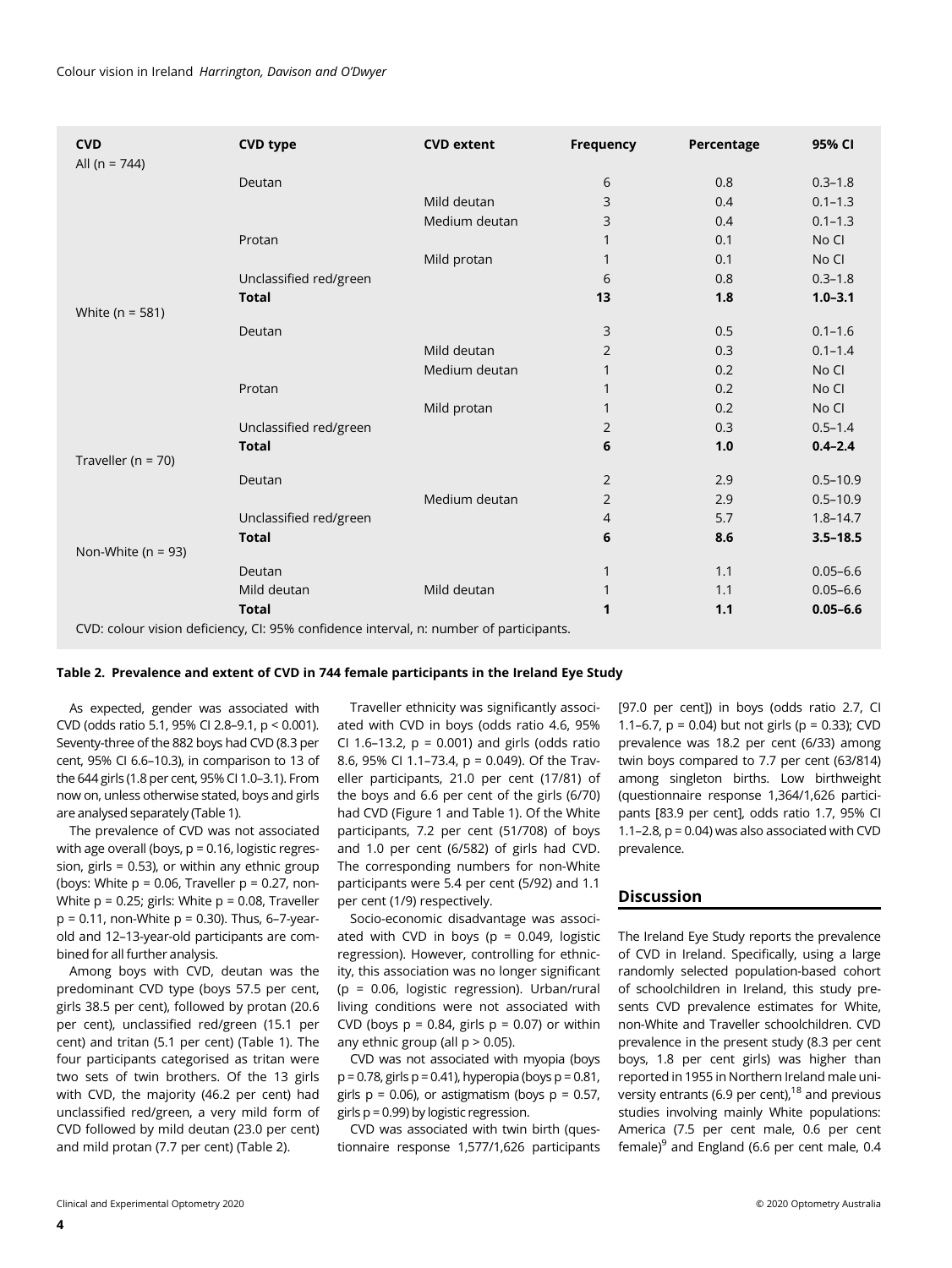| CVD | CVD type | CVD extent | Frequency | Percentage | 95% CI |
|---|---|---|---|---|---|
| All (n = 744) | | | | | |
| | Deutan | | 6 | 0.8 | 0.3–1.8 |
| | | Mild deutan | 3 | 0.4 | 0.1–1.3 |
| | | Medium deutan | 3 | 0.4 | 0.1–1.3 |
| | Protan | | 1 | 0.1 | No CI |
| | | Mild protan | 1 | 0.1 | No CI |
| | Unclassified red/green | | 6 | 0.8 | 0.3–1.8 |
| | **Total** | | **13** | **1.8** | **1.0–3.1** |
| White (n = 581) | | | | | |
| | Deutan | | 3 | 0.5 | 0.1–1.6 |
| | | Mild deutan | 2 | 0.3 | 0.1–1.4 |
| | | Medium deutan | 1 | 0.2 | No CI |
| | Protan | | 1 | 0.2 | No CI |
| | | Mild protan | 1 | 0.2 | No CI |
| | Unclassified red/green | | 2 | 0.3 | 0.5–1.4 |
| | **Total** | | **6** | **1.0** | **0.4–2.4** |
| Traveller (n = 70) | | | | | |
| | Deutan | | 2 | 2.9 | 0.5–10.9 |
| | | Medium deutan | 2 | 2.9 | 0.5–10.9 |
| | Unclassified red/green | | 4 | 5.7 | 1.8–14.7 |
| | **Total** | | **6** | **8.6** | **3.5–18.5** |
| Non-White (n = 93) | | | | | |
| | Deutan | | 1 | 1.1 | 0.05–6.6 |
| | Mild deutan | Mild deutan | 1 | 1.1 | 0.05–6.6 |
| | **Total** | | **1** | **1.1** | **0.05–6.6** |

CVD: colour vision deficiency, CI: 95% confidence interval, n: number of participants.

**Table 2. Prevalence and extent of CVD in 744 female participants in the Ireland Eye Study**

As expected, gender was associated with CVD (odds ratio 5.1, 95% CI 2.8–9.1, $p < 0.001$). Seventy-three of the 882 boys had CVD (8.3 per cent, 95% CI 6.6–10.3), in comparison to 13 of the 644 girls (1.8 per cent, 95% CI 1.0–3.1). From now on, unless otherwise stated, boys and girls are analysed separately (Table 1).

The prevalence of CVD was not associated with age overall (boys, $p = 0.16$, logistic regression, girls = 0.53), or within any ethnic group (boys: White $p = 0.06$, Traveller $p = 0.27$, non-White $p = 0.25$; girls: White $p = 0.08$, Traveller $p = 0.11$, non-White $p = 0.30$). Thus, 6–7-year-old and 12–13-year-old participants are combined for all further analysis.

Among boys with CVD, deutan was the predominant CVD type (boys 57.5 per cent, girls 38.5 per cent), followed by protan (20.6 per cent), unclassified red/green (15.1 per cent) and tritan (5.1 per cent) (Table 1). The four participants categorised as tritan were two sets of twin brothers. Of the 13 girls with CVD, the majority (46.2 per cent) had unclassified red/green, a very mild form of CVD followed by mild deutan (23.0 per cent) and mild protan (7.7 per cent) (Table 2).

Traveller ethnicity was significantly associated with CVD in boys (odds ratio 4.6, 95% CI 1.6–13.2, $p = 0.001$) and girls (odds ratio 8.6, 95% CI 1.1–73.4, $p = 0.049$). Of the Traveller participants, 21.0 per cent (17/81) of the boys and 6.6 per cent of the girls (6/70) had CVD (Figure 1 and Table 1). Of the White participants, 7.2 per cent (51/708) of boys and 1.0 per cent (6/582) of girls had CVD. The corresponding numbers for non-White participants were 5.4 per cent (5/92) and 1.1 per cent (1/9) respectively.

Socio-economic disadvantage was associated with CVD in boys ($p = 0.049$, logistic regression). However, controlling for ethnicity, this association was no longer significant ($p = 0.06$, logistic regression). Urban/rural living conditions were not associated with CVD (boys $p = 0.84$, girls $p = 0.07$) or within any ethnic group (all $p > 0.05$).

CVD was not associated with myopia (boys $p = 0.78$, girls $p = 0.41$), hyperopia (boys $p = 0.81$, girls $p = 0.06$), or astigmatism (boys $p = 0.57$, girls $p = 0.99$) by logistic regression.

CVD was associated with twin birth (questionnaire response 1,577/1,626 participants [97.0 per cent]) in boys (odds ratio 2.7, CI 1.1–6.7, $p = 0.04$) but not girls ($p = 0.33$); CVD prevalence was 18.2 per cent (6/33) among twin boys compared to 7.7 per cent (63/814) among singleton births. Low birthweight (questionnaire response 1,364/1,626 participants [83.9 per cent], odds ratio 1.7, 95% CI 1.1–2.8, $p = 0.04$) was also associated with CVD prevalence.

## Discussion

The Ireland Eye Study reports the prevalence of CVD in Ireland. Specifically, using a large randomly selected population-based cohort of schoolchildren in Ireland, this study presents CVD prevalence estimates for White, non-White and Traveller schoolchildren. CVD prevalence in the present study (8.3 per cent boys, 1.8 per cent girls) was higher than reported in 1955 in Northern Ireland male university entrants (6.9 per cent),[18] and previous studies involving mainly White populations: America (7.5 per cent male, 0.6 per cent female)[9] and England (6.6 per cent male, 0.4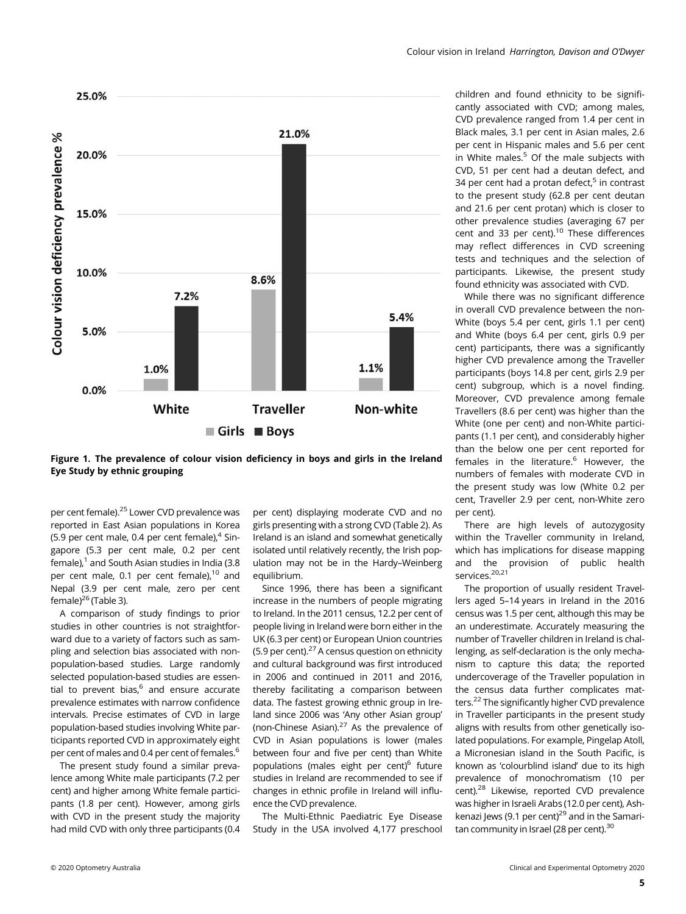**Figure 1. The prevalence of colour vision deficiency in boys and girls in the Ireland Eye Study by ethnic grouping**

per cent female).[25] Lower CVD prevalence was reported in East Asian populations in Korea (5.9 per cent male, 0.4 per cent female),[4] Singapore (5.3 per cent male, 0.2 per cent female),[1] and South Asian studies in India (3.8 per cent male, 0.1 per cent female),[10] and Nepal (3.9 per cent male, zero per cent female)[26] (Table 3).

A comparison of study findings to prior studies in other countries is not straightforward due to a variety of factors such as sampling and selection bias associated with non-population-based studies. Large randomly selected population-based studies are essential to prevent bias,[6] and ensure accurate prevalence estimates with narrow confidence intervals. Precise estimates of CVD in large population-based studies involving White participants reported CVD in approximately eight per cent of males and 0.4 per cent of females.[6]

The present study found a similar prevalence among White male participants (7.2 per cent) and higher among White female participants (1.8 per cent). However, among girls with CVD in the present study the majority had mild CVD with only three participants (0.4 per cent) displaying moderate CVD and no girls presenting with a strong CVD (Table 2). As Ireland is an island and somewhat genetically isolated until relatively recently, the Irish population may not be in the Hardy–Weinberg equilibrium.

Since 1996, there has been a significant increase in the numbers of people migrating to Ireland. In the 2011 census, 12.2 per cent of people living in Ireland were born either in the UK (6.3 per cent) or European Union countries (5.9 per cent).[27] A census question on ethnicity and cultural background was first introduced in 2006 and continued in 2011 and 2016, thereby facilitating a comparison between data. The fastest growing ethnic group in Ireland since 2006 was 'Any other Asian group' (non-Chinese Asian).[27] As the prevalence of CVD in Asian populations is lower (males between four and five per cent) than White populations (males eight per cent)[6] future studies in Ireland are recommended to see if changes in ethnic profile in Ireland will influence the CVD prevalence.

The Multi-Ethnic Paediatric Eye Disease Study in the USA involved 4,177 preschool children and found ethnicity to be significantly associated with CVD; among males, CVD prevalence ranged from 1.4 per cent in Black males, 3.1 per cent in Asian males, 2.6 per cent in Hispanic males and 5.6 per cent in White males.[5] Of the male subjects with CVD, 51 per cent had a deutan defect, and 34 per cent had a protan defect,[5] in contrast to the present study (62.8 per cent deutan and 21.6 per cent protan) which is closer to other prevalence studies (averaging 67 per cent and 33 per cent).[10] These differences may reflect differences in CVD screening tests and techniques and the selection of participants. Likewise, the present study found ethnicity was associated with CVD.

While there was no significant difference in overall CVD prevalence between the non-White (boys 5.4 per cent, girls 1.1 per cent) and White (boys 6.4 per cent, girls 0.9 per cent) participants, there was a significantly higher CVD prevalence among the Traveller participants (boys 14.8 per cent, girls 2.9 per cent) subgroup, which is a novel finding. Moreover, CVD prevalence among female Travellers (8.6 per cent) was higher than the White (one per cent) and non-White participants (1.1 per cent), and considerably higher than the below one per cent reported for females in the literature.[6] However, the numbers of females with moderate CVD in the present study was low (White 0.2 per cent, Traveller 2.9 per cent, non-White zero per cent).

There are high levels of autozygosity within the Traveller community in Ireland, which has implications for disease mapping and the provision of public health services.[20,21]

The proportion of usually resident Travellers aged 5–14 years in Ireland in the 2016 census was 1.5 per cent, although this may be an underestimate. Accurately measuring the number of Traveller children in Ireland is challenging, as self-declaration is the only mechanism to capture this data; the reported undercoverage of the Traveller population in the census data further complicates matters.[22] The significantly higher CVD prevalence in Traveller participants in the present study aligns with results from other genetically isolated populations. For example, Pingelap Atoll, a Micronesian island in the South Pacific, is known as 'colourblind island' due to its high prevalence of monochromatism (10 per cent).[28] Likewise, reported CVD prevalence was higher in Israeli Arabs (12.0 per cent), Ashkenazi Jews (9.1 per cent)[29] and in the Samaritan community in Israel (28 per cent).[30]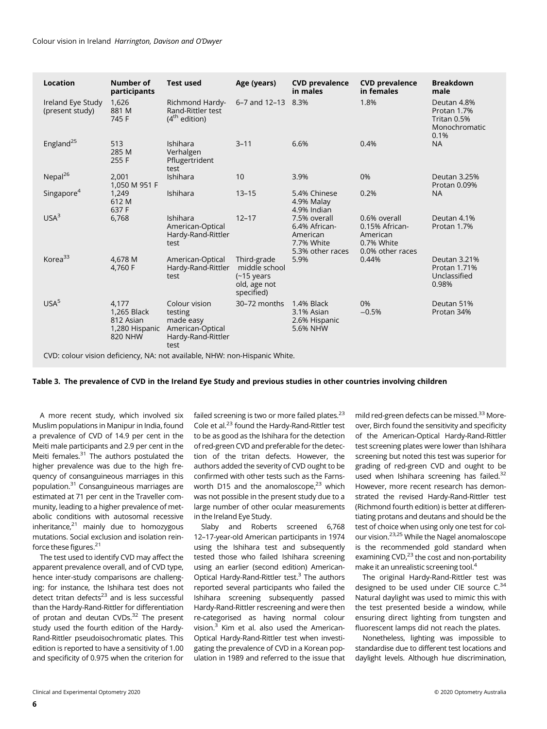| Location | Number of participants | Test used | Age (years) | CVD prevalence in males | CVD prevalence in females | Breakdown male |
|---|---|---|---|---|---|---|
| Ireland Eye Study (present study) | 1,626<br>881 M<br>745 F | Richmond Hardy-Rand-Rittler test (4th edition) | 6–7 and 12–13 | 8.3% | 1.8% | Deutan 4.8%<br>Protan 1.7%<br>Tritan 0.5%<br>Monochromatic 0.1% |
| England[25] | 513<br>285 M<br>255 F | Ishihara<br>Verhalgen<br>Pflugertrident test | 3–11 | 6.6% | 0.4% | NA |
| Nepal[26] | 2,001<br>1,050 M 951 F | Ishihara | 10 | 3.9% | 0% | Deutan 3.25%<br>Protan 0.09% |
| Singapore[4] | 1,249<br>612 M<br>637 F | Ishihara | 13–15 | 5.4% Chinese<br>4.9% Malay<br>4.9% Indian | 0.2% | NA |
| USA[3] | 6,768 | Ishihara<br>American-Optical Hardy-Rand-Rittler test | 12–17 | 7.5% overall<br>6.4% African-American<br>7.7% White<br>5.3% other races | 0.6% overall<br>0.15% African-American<br>0.7% White<br>0.0% other races | Deutan 4.1%<br>Protan 1.7% |
| Korea[33] | 4,678 M<br>4,760 F | American-Optical Hardy-Rand-Rittler test | Third-grade middle school (~15 years old, age not specified) | 5.9% | 0.44% | Deutan 3.21%<br>Protan 1.71%<br>Unclassified 0.98% |
| USA[5] | 4,177<br>1,265 Black<br>812 Asian<br>1,280 Hispanic<br>820 NHW | Colour vision testing made easy<br>American-Optical Hardy-Rand-Rittler test | 30–72 months | 1.4% Black<br>3.1% Asian<br>2.6% Hispanic<br>5.6% NHW | 0%<br>–0.5% | Deutan 51%<br>Protan 34% |

CVD: colour vision deficiency, NA: not available, NHW: non-Hispanic White.

**Table 3. The prevalence of CVD in the Ireland Eye Study and previous studies in other countries involving children**

A more recent study, which involved six Muslim populations in Manipur in India, found a prevalence of CVD of 14.9 per cent in the Meiti male participants and 2.9 per cent in the Meiti females.[31] The authors postulated the higher prevalence was due to the high frequency of consanguineous marriages in this population.[31] Consanguineous marriages are estimated at 71 per cent in the Traveller community, leading to a higher prevalence of metabolic conditions with autosomal recessive inheritance,[21] mainly due to homozygous mutations. Social exclusion and isolation reinforce these figures.[21]

The test used to identify CVD may affect the apparent prevalence overall, and of CVD type, hence inter-study comparisons are challenging: for instance, the Ishihara test does not detect tritan defects[23] and is less successful than the Hardy-Rand-Rittler for differentiation of protan and deutan CVDs.[32] The present study used the fourth edition of the Hardy-Rand-Rittler pseudoisochromatic plates. This edition is reported to have a sensitivity of 1.00 and specificity of 0.975 when the criterion for failed screening is two or more failed plates.[23] Cole et al.[23] found the Hardy-Rand-Rittler test to be as good as the Ishihara for the detection of red-green CVD and preferable for the detection of the tritan defects. However, the authors added the severity of CVD ought to be confirmed with other tests such as the Farnsworth D15 and the anomaloscope,[23] which was not possible in the present study due to a large number of other ocular measurements in the Ireland Eye Study.

Slaby and Roberts screened 6,768 12–17-year-old American participants in 1974 using the Ishihara test and subsequently tested those who failed Ishihara screening using an earlier (second edition) American-Optical Hardy-Rand-Rittler test.[3] The authors reported several participants who failed the Ishihara screening subsequently passed Hardy-Rand-Rittler rescreening and were then re-categorised as having normal colour vision.[3] Kim et al. also used the American-Optical Hardy-Rand-Rittler test when investigating the prevalence of CVD in a Korean population in 1989 and referred to the issue that mild red-green defects can be missed.[33] Moreover, Birch found the sensitivity and specificity of the American-Optical Hardy-Rand-Rittler test screening plates were lower than Ishihara screening but noted this test was superior for grading of red-green CVD and ought to be used when Ishihara screening has failed.[32] However, more recent research has demonstrated the revised Hardy-Rand-Rittler test (Richmond fourth edition) is better at differentiating protans and deutans and should be the test of choice when using only one test for colour vision.[23,25] While the Nagel anomaloscope is the recommended gold standard when examining CVD,[23] the cost and non-portability make it an unrealistic screening tool.[4]

The original Hardy-Rand-Rittler test was designed to be used under CIE source C.[34] Natural daylight was used to mimic this with the test presented beside a window, while ensuring direct lighting from tungsten and fluorescent lamps did not reach the plates.

Nonetheless, lighting was impossible to standardise due to different test locations and daylight levels. Although hue discrimination,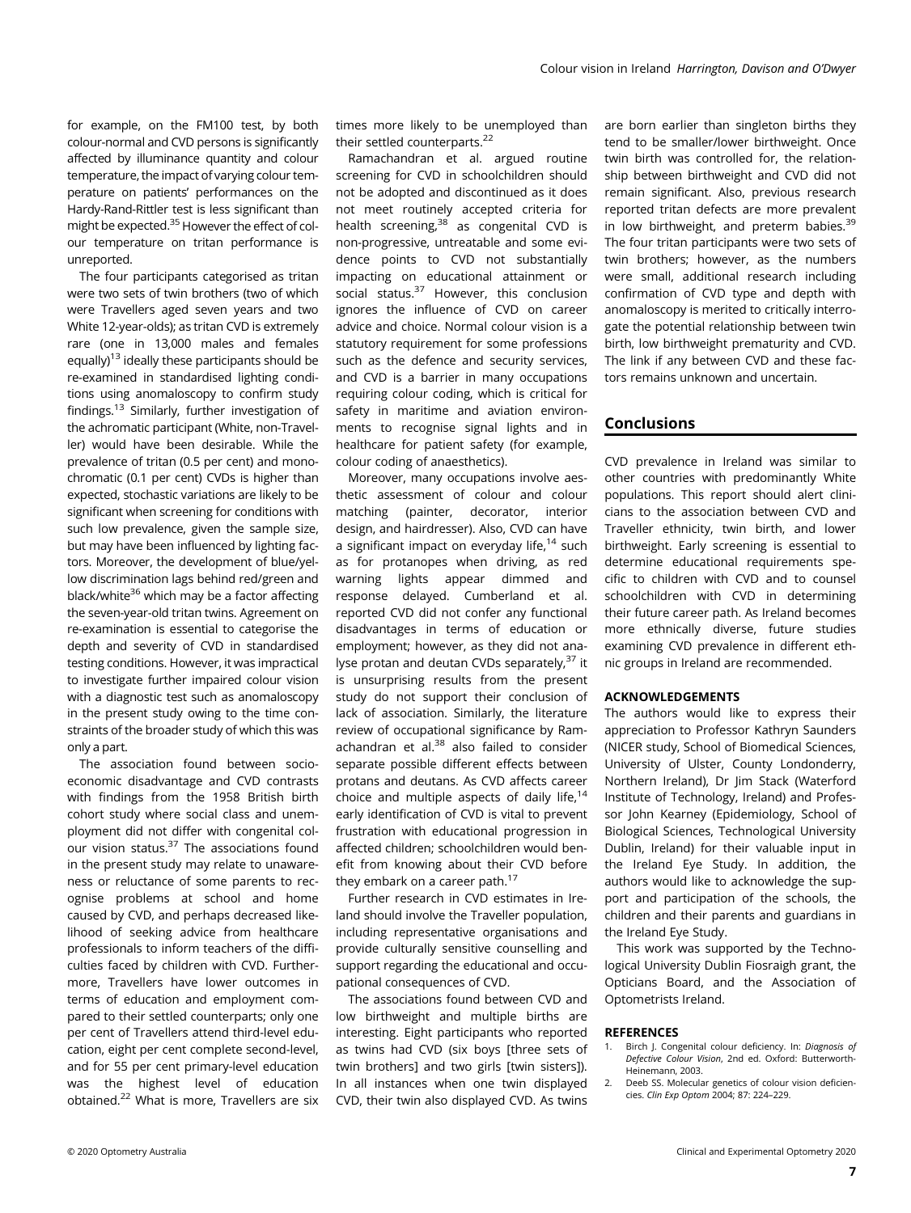for example, on the FM100 test, by both colour-normal and CVD persons is significantly affected by illuminance quantity and colour temperature, the impact of varying colour temperature on patients' performances on the Hardy-Rand-Rittler test is less significant than might be expected.[35] However the effect of colour temperature on tritan performance is unreported.

The four participants categorised as tritan were two sets of twin brothers (two of which were Travellers aged seven years and two White 12-year-olds); as tritan CVD is extremely rare (one in 13,000 males and females equally)[13] ideally these participants should be re-examined in standardised lighting conditions using anomaloscopy to confirm study findings.[13] Similarly, further investigation of the achromatic participant (White, non-Traveller) would have been desirable. While the prevalence of tritan (0.5 per cent) and monochromatic (0.1 per cent) CVDs is higher than expected, stochastic variations are likely to be significant when screening for conditions with such low prevalence, given the sample size, but may have been influenced by lighting factors. Moreover, the development of blue/yellow discrimination lags behind red/green and black/white[36] which may be a factor affecting the seven-year-old tritan twins. Agreement on re-examination is essential to categorise the depth and severity of CVD in standardised testing conditions. However, it was impractical to investigate further impaired colour vision with a diagnostic test such as anomaloscopy in the present study owing to the time constraints of the broader study of which this was only a part.

The association found between socioeconomic disadvantage and CVD contrasts with findings from the 1958 British birth cohort study where social class and unemployment did not differ with congenital colour vision status.[37] The associations found in the present study may relate to unawareness or reluctance of some parents to recognise problems at school and home caused by CVD, and perhaps decreased likelihood of seeking advice from healthcare professionals to inform teachers of the difficulties faced by children with CVD. Furthermore, Travellers have lower outcomes in terms of education and employment compared to their settled counterparts; only one per cent of Travellers attend third-level education, eight per cent complete second-level, and for 55 per cent primary-level education was the highest level of education obtained.[22] What is more, Travellers are six times more likely to be unemployed than their settled counterparts.[22]

Ramachandran et al. argued routine screening for CVD in schoolchildren should not be adopted and discontinued as it does not meet routinely accepted criteria for health screening,[38] as congenital CVD is non-progressive, untreatable and some evidence points to CVD not substantially impacting on educational attainment or social status.[37] However, this conclusion ignores the influence of CVD on career advice and choice. Normal colour vision is a statutory requirement for some professions such as the defence and security services, and CVD is a barrier in many occupations requiring colour coding, which is critical for safety in maritime and aviation environments to recognise signal lights and in healthcare for patient safety (for example, colour coding of anaesthetics).

Moreover, many occupations involve aesthetic assessment of colour and colour matching (painter, decorator, interior design, and hairdresser). Also, CVD can have a significant impact on everyday life,[14] such as for protanopes when driving, as red warning lights appear dimmed and response delayed. Cumberland et al. reported CVD did not confer any functional disadvantages in terms of education or employment; however, as they did not analyse protan and deutan CVDs separately,[37] it is unsurprising results from the present study do not support their conclusion of lack of association. Similarly, the literature review of occupational significance by Ramachandran et al.[38] also failed to consider separate possible different effects between protans and deutans. As CVD affects career choice and multiple aspects of daily life,[14] early identification of CVD is vital to prevent frustration with educational progression in affected children; schoolchildren would benefit from knowing about their CVD before they embark on a career path.[17]

Further research in CVD estimates in Ireland should involve the Traveller population, including representative organisations and provide culturally sensitive counselling and support regarding the educational and occupational consequences of CVD.

The associations found between CVD and low birthweight and multiple births are interesting. Eight participants who reported as twins had CVD (six boys [three sets of twin brothers] and two girls [twin sisters]). In all instances when one twin displayed CVD, their twin also displayed CVD. As twins are born earlier than singleton births they tend to be smaller/lower birthweight. Once twin birth was controlled for, the relationship between birthweight and CVD did not remain significant. Also, previous research reported tritan defects are more prevalent in low birthweight, and preterm babies.[39] The four tritan participants were two sets of twin brothers; however, as the numbers were small, additional research including confirmation of CVD type and depth with anomaloscopy is merited to critically interrogate the potential relationship between twin birth, low birthweight prematurity and CVD. The link if any between CVD and these factors remains unknown and uncertain.

## Conclusions

CVD prevalence in Ireland was similar to other countries with predominantly White populations. This report should alert clinicians to the association between CVD and Traveller ethnicity, twin birth, and lower birthweight. Early screening is essential to determine educational requirements specific to children with CVD and to counsel schoolchildren with CVD in determining their future career path. As Ireland becomes more ethnically diverse, future studies examining CVD prevalence in different ethnic groups in Ireland are recommended.

#### ACKNOWLEDGEMENTS

The authors would like to express their appreciation to Professor Kathryn Saunders (NICER study, School of Biomedical Sciences, University of Ulster, County Londonderry, Northern Ireland), Dr Jim Stack (Waterford Institute of Technology, Ireland) and Professor John Kearney (Epidemiology, School of Biological Sciences, Technological University Dublin, Ireland) for their valuable input in the Ireland Eye Study. In addition, the authors would like to acknowledge the support and participation of the schools, the children and their parents and guardians in the Ireland Eye Study.

This work was supported by the Technological University Dublin Fiosraigh grant, the Opticians Board, and the Association of Optometrists Ireland.

#### REFERENCES

1. Birch J. Congenital colour deficiency. In: *Diagnosis of Defective Colour Vision*, 2nd ed. Oxford: Butterworth-Heinemann, 2003.
2. Deeb SS. Molecular genetics of colour vision deficiencies. *Clin Exp Optom* 2004; 87: 224–229.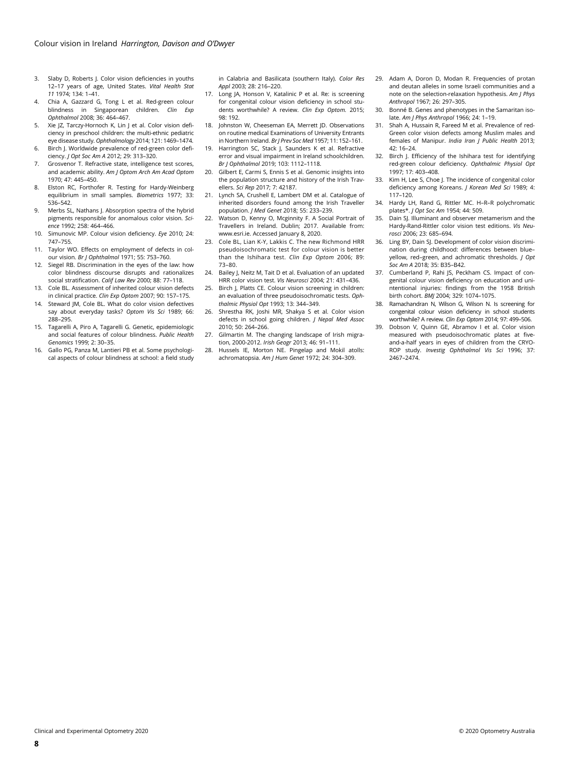3. Slaby D, Roberts J. Color vision deficiencies in youths 12–17 years of age, United States. *Vital Health Stat 11* 1974; 134: 1–41.
4. Chia A, Gazzard G, Tong L et al. Red-green colour blindness in Singaporean children. *Clin Exp Ophthalmol* 2008; 36: 464–467.
5. Xie JZ, Tarczy-Hornoch K, Lin J et al. Color vision deficiency in preschool children: the multi-ethnic pediatric eye disease study. *Ophthalmology* 2014; 121: 1469–1474.
6. Birch J. Worldwide prevalence of red-green color deficiency. *J Opt Soc Am A* 2012; 29: 313–320.
7. Grosvenor T. Refractive state, intelligence test scores, and academic ability. *Am J Optom Arch Am Acad Optom* 1970; 47: 445–450.
8. Elston RC, Forthofer R. Testing for Hardy-Weinberg equilibrium in small samples. *Biometrics* 1977; 33: 536–542.
9. Merbs SL, Nathans J. Absorption spectra of the hybrid pigments responsible for anomalous color vision. *Science* 1992; 258: 464–466.
10. Simunovic MP. Colour vision deficiency. *Eye* 2010; 24: 747–755.
11. Taylor WO. Effects on employment of defects in colour vision. *Br J Ophthalmol* 1971; 55: 753–760.
12. Siegel RB. Discrimination in the eyes of the law: how color blindness discourse disrupts and rationalizes social stratification. *Calif Law Rev* 2000; 88: 77–118.
13. Cole BL. Assessment of inherited colour vision defects in clinical practice. *Clin Exp Optom* 2007; 90: 157–175.
14. Steward JM, Cole BL. What do color vision defectives say about everyday tasks? *Optom Vis Sci* 1989; 66: 288–295.
15. Tagarelli A, Piro A, Tagarelli G. Genetic, epidemiologic and social features of colour blindness. *Public Health Genomics* 1999; 2: 30–35.
16. Gallo PG, Panza M, Lantieri PB et al. Some psychological aspects of colour blindness at school: a field study in Calabria and Basilicata (southern Italy). *Color Res Appl* 2003; 28: 216–220.
17. Long JA, Honson V, Katalinic P et al. Re: is screening for congenital colour vision deficiency in school students worthwhile? A review. *Clin Exp Optom.* 2015; 98: 192.
18. Johnston W, Cheeseman EA, Merrett JD. Observations on routine medical Examinations of University Entrants in Northern Ireland. *Br J Prev Soc Med* 1957; 11: 152–161.
19. Harrington SC, Stack J, Saunders K et al. Refractive error and visual impairment in Ireland schoolchildren. *Br J Ophthalmol* 2019; 103: 1112–1118.
20. Gilbert E, Carmi S, Ennis S et al. Genomic insights into the population structure and history of the Irish Travellers. *Sci Rep* 2017; 7: 42187.
21. Lynch SA, Crushell E, Lambert DM et al. Catalogue of inherited disorders found among the Irish Traveller population. *J Med Genet* 2018; 55: 233–239.
22. Watson D, Kenny O, Mcginnity F. A Social Portrait of Travellers in Ireland. Dublin; 2017. Available from: www.esri.ie. Accessed January 8, 2020.
23. Cole BL, Lian K-Y, Lakkis C. The new Richmond HRR pseudoisochromatic test for colour vision is better than the Ishihara test. *Clin Exp Optom* 2006; 89: 73–80.
24. Bailey J, Neitz M, Tait D et al. Evaluation of an updated HRR color vision test. *Vis Neurosci* 2004; 21: 431–436.
25. Birch J, Platts CE. Colour vision screening in children: an evaluation of three pseudoisochromatic tests. *Ophthalmic Physiol Opt* 1993; 13: 344–349.
26. Shrestha RK, Joshi MR, Shakya S et al. Color vision defects in school going children. *J Nepal Med Assoc* 2010; 50: 264–266.
27. Gilmartin M. The changing landscape of Irish migration, 2000-2012. *Irish Geogr* 2013; 46: 91–111.
28. Hussels IE, Morton NE. Pingelap and Mokil atolls: achromatopsia. *Am J Hum Genet* 1972; 24: 304–309.
29. Adam A, Doron D, Modan R. Frequencies of protan and deutan alleles in some Israeli communities and a note on the selection-relaxation hypothesis. *Am J Phys Anthropol* 1967; 26: 297–305.
30. Bonné B. Genes and phenotypes in the Samaritan isolate. *Am J Phys Anthropol* 1966; 24: 1–19.
31. Shah A, Hussain R, Fareed M et al. Prevalence of Red-Green color vision defects among Muslim males and females of Manipur. *India Iran J Public Health* 2013; 42: 16–24.
32. Birch J. Efficiency of the Ishihara test for identifying red-green colour deficiency. *Ophthalmic Physiol Opt* 1997; 17: 403–408.
33. Kim H, Lee S, Choe J. The incidence of congenital color deficiency among Koreans. *J Korean Med Sci* 1989; 4: 117–120.
34. Hardy LH, Rand G, Rittler MC. H–R–R polychromatic plates*. *J Opt Soc Am* 1954; 44: 509.
35. Dain SJ. Illuminant and observer metamerism and the Hardy-Rand-Rittler color vision test editions. *Vis Neurosci* 2006; 23: 685–694.
36. Ling BY, Dain SJ. Development of color vision discrimination during childhood: differences between blue–yellow, red–green, and achromatic thresholds. *J Opt Soc Am A* 2018; 35: B35–B42.
37. Cumberland P, Rahi JS, Peckham CS. Impact of congenital colour vision deficiency on education and unintentional injuries: findings from the 1958 British birth cohort. *BMJ* 2004; 329: 1074–1075.
38. Ramachandran N, Wilson G, Wilson N. Is screening for congenital colour vision deficiency in school students worthwhile? A review. *Clin Exp Optom* 2014; 97: 499–506.
39. Dobson V, Quinn GE, Abramov I et al. Color vision measured with pseudoisochromatic plates at five-and-a-half years in eyes of children from the CRYO-ROP study. *Investig Ophthalmol Vis Sci* 1996; 37: 2467–2474.